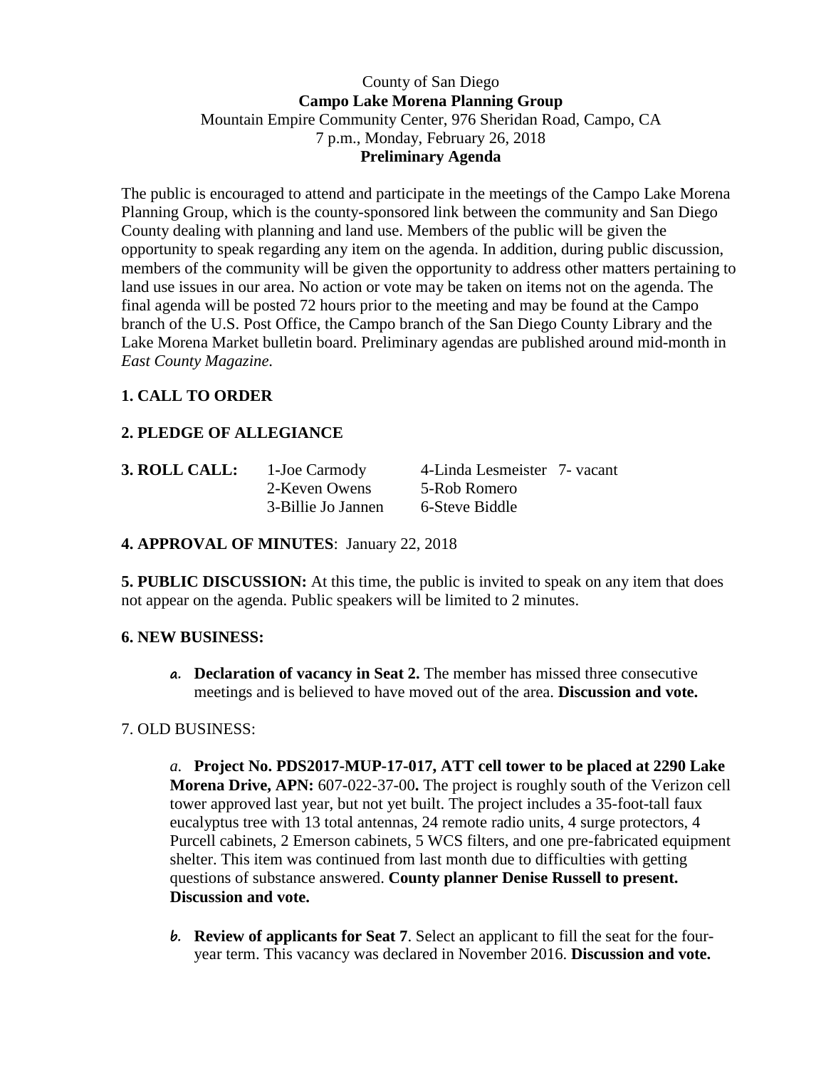County of San Diego

**Campo Lake Morena Planning Group**

Mountain Empire Community Center, 976 Sheridan Road, Campo, CA

7 p.m., Monday, February 26, 2018

**Preliminary Agenda**

The public is encouraged to attend and participate in the meetings of the Campo Lake Morena Planning Group, which is the county-sponsored link between the community and San Diego County dealing with planning and land use. Members of the public will be given the opportunity to speak regarding any item on the agenda. In addition, during public discussion, members of the community will be given the opportunity to address other matters pertaining to land use issues in our area. No action or vote may be taken on items not on the agenda. The final agenda will be posted 72 hours prior to the meeting and may be found at the Campo branch of the U.S. Post Office, the Campo branch of the San Diego County Library and the Lake Morena Market bulletin board. Preliminary agendas are published around mid-month in *East County Magazine.*

**1. CALL TO ORDER**

**2. PLEDGE OF ALLEGIANCE**

| **3. ROLL CALL:** | 1-Joe Carmody | 4-Linda Lesmeister | 7- vacant |
|---|---|---|---|
| | 2-Keven Owens | 5-Rob Romero | |
| | 3-Billie Jo Jannen | 6-Steve Biddle | |

**4. APPROVAL OF MINUTES**: January 22, 2018

**5. PUBLIC DISCUSSION:** At this time, the public is invited to speak on any item that does not appear on the agenda. Public speakers will be limited to 2 minutes.

**6. NEW BUSINESS:**

a. **Declaration of vacancy in Seat 2.** The member has missed three consecutive meetings and is believed to have moved out of the area. **Discussion and vote.**

7. OLD BUSINESS:

*a.* **Project No. PDS2017-MUP-17-017, ATT cell tower to be placed at 2290 Lake Morena Drive, APN:** 607-022-37-00**.** The project is roughly south of the Verizon cell tower approved last year, but not yet built. The project includes a 35-foot-tall faux eucalyptus tree with 13 total antennas, 24 remote radio units, 4 surge protectors, 4 Purcell cabinets, 2 Emerson cabinets, 5 WCS filters, and one pre-fabricated equipment shelter. This item was continued from last month due to difficulties with getting questions of substance answered. **County planner Denise Russell to present. Discussion and vote.**

b. **Review of applicants for Seat 7**. Select an applicant to fill the seat for the four-year term. This vacancy was declared in November 2016. **Discussion and vote.**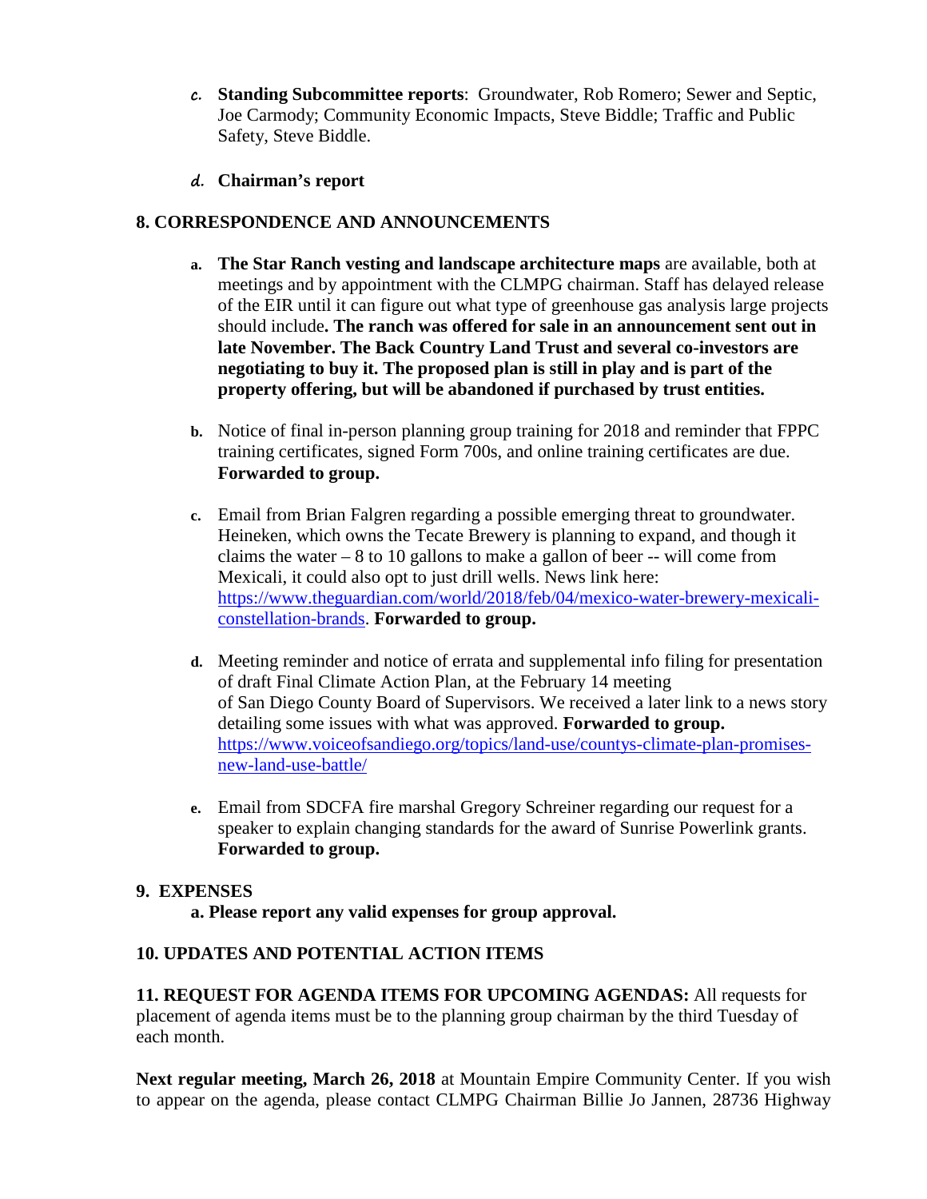c. **Standing Subcommittee reports**: Groundwater, Rob Romero; Sewer and Septic, Joe Carmody; Community Economic Impacts, Steve Biddle; Traffic and Public Safety, Steve Biddle.

d. **Chairman's report**

**8. CORRESPONDENCE AND ANNOUNCEMENTS**

a. **The Star Ranch vesting and landscape architecture maps** are available, both at meetings and by appointment with the CLMPG chairman. Staff has delayed release of the EIR until it can figure out what type of greenhouse gas analysis large projects should include**. The ranch was offered for sale in an announcement sent out in late November. The Back Country Land Trust and several co-investors are negotiating to buy it. The proposed plan is still in play and is part of the property offering, but will be abandoned if purchased by trust entities.**

b. Notice of final in-person planning group training for 2018 and reminder that FPPC training certificates, signed Form 700s, and online training certificates are due. **Forwarded to group.**

c. Email from Brian Falgren regarding a possible emerging threat to groundwater. Heineken, which owns the Tecate Brewery is planning to expand, and though it claims the water – 8 to 10 gallons to make a gallon of beer -- will come from Mexicali, it could also opt to just drill wells. News link here: https://www.theguardian.com/world/2018/feb/04/mexico-water-brewery-mexicali-constellation-brands. **Forwarded to group.**

d. Meeting reminder and notice of errata and supplemental info filing for presentation of draft Final Climate Action Plan, at the February 14 meeting of San Diego County Board of Supervisors. We received a later link to a news story detailing some issues with what was approved. **Forwarded to group.** https://www.voiceofsandiego.org/topics/land-use/countys-climate-plan-promises-new-land-use-battle/

e. Email from SDCFA fire marshal Gregory Schreiner regarding our request for a speaker to explain changing standards for the award of Sunrise Powerlink grants. **Forwarded to group.**

**9. EXPENSES**

**a. Please report any valid expenses for group approval.**

**10. UPDATES AND POTENTIAL ACTION ITEMS**

**11. REQUEST FOR AGENDA ITEMS FOR UPCOMING AGENDAS:** All requests for placement of agenda items must be to the planning group chairman by the third Tuesday of each month.

**Next regular meeting, March 26, 2018** at Mountain Empire Community Center. If you wish to appear on the agenda, please contact CLMPG Chairman Billie Jo Jannen, 28736 Highway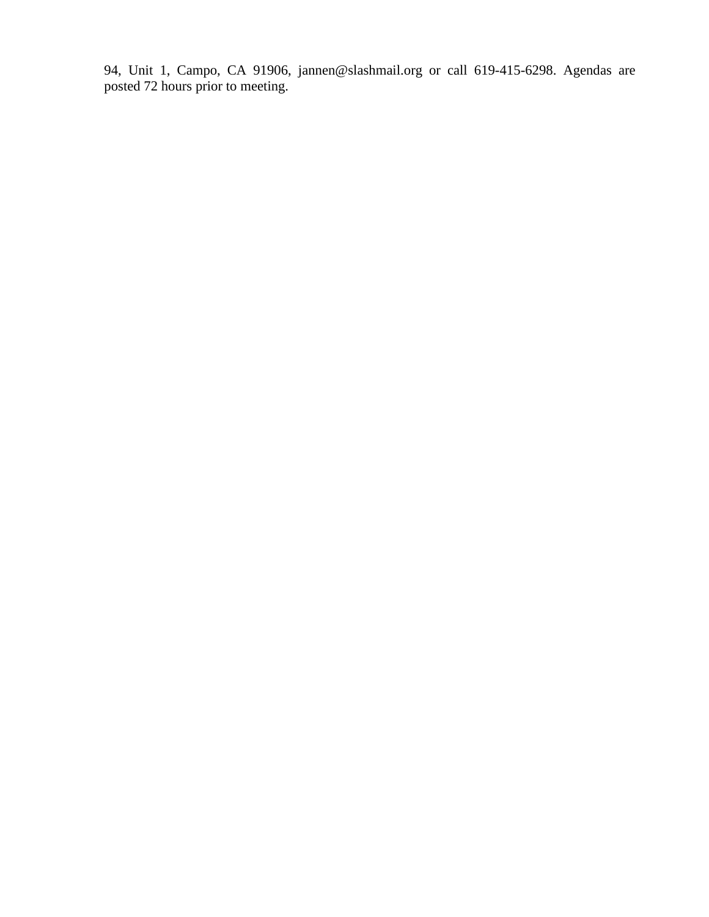94, Unit 1, Campo, CA 91906, jannen@slashmail.org or call 619-415-6298. Agendas are posted 72 hours prior to meeting.